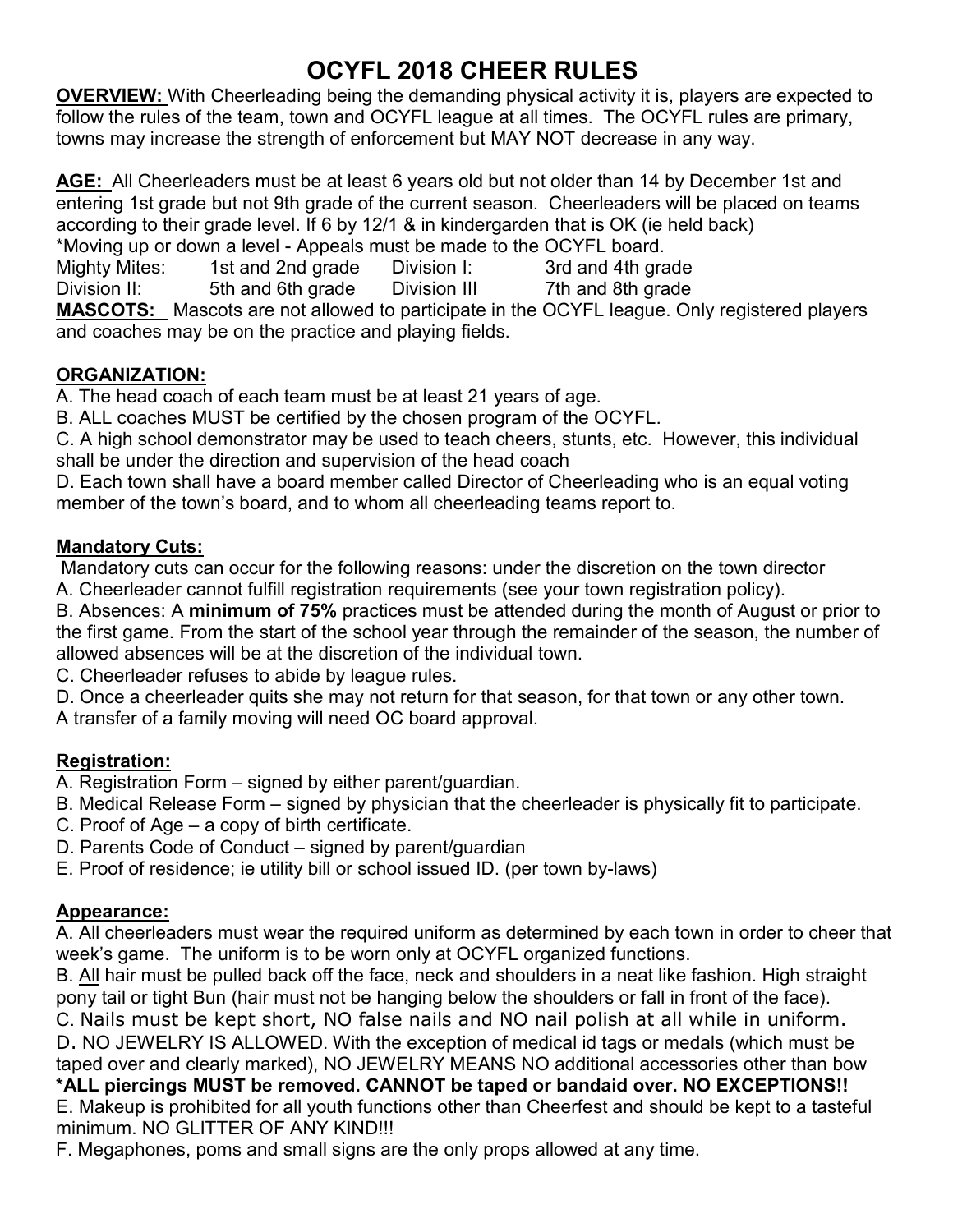# OCYFL 2018 CHEER RULES

**OVERVIEW:** With Cheerleading being the demanding physical activity it is, players are expected to follow the rules of the team, town and OCYFL league at all times. The OCYFL rules are primary, towns may increase the strength of enforcement but MAY NOT decrease in any way.

**AGE:** All Cheerleaders must be at least 6 years old but not older than 14 by December 1st and entering 1st grade but not 9th grade of the current season. Cheerleaders will be placed on teams according to their grade level. If 6 by 12/1 & in kindergarden that is OK (ie held back)
*Moving up or down a level - Appeals must be made to the OCYFL board.

| | | | |
|---|---|---|---|
| Mighty Mites: | 1st and 2nd grade | Division I: | 3rd and 4th grade |
| Division II: | 5th and 6th grade | Division III | 7th and 8th grade |

**MASCOTS:** Mascots are not allowed to participate in the OCYFL league. Only registered players and coaches may be on the practice and playing fields.

## ORGANIZATION:

A. The head coach of each team must be at least 21 years of age.
B. ALL coaches MUST be certified by the chosen program of the OCYFL.
C. A high school demonstrator may be used to teach cheers, stunts, etc. However, this individual shall be under the direction and supervision of the head coach
D. Each town shall have a board member called Director of Cheerleading who is an equal voting member of the town's board, and to whom all cheerleading teams report to.

## Mandatory Cuts:

Mandatory cuts can occur for the following reasons: under the discretion on the town director
A. Cheerleader cannot fulfill registration requirements (see your town registration policy).
B. Absences: A **minimum of 75%** practices must be attended during the month of August or prior to the first game. From the start of the school year through the remainder of the season, the number of allowed absences will be at the discretion of the individual town.
C. Cheerleader refuses to abide by league rules.
D. Once a cheerleader quits she may not return for that season, for that town or any other town.
A transfer of a family moving will need OC board approval.

## Registration:

A. Registration Form – signed by either parent/guardian.
B. Medical Release Form – signed by physician that the cheerleader is physically fit to participate.
C. Proof of Age – a copy of birth certificate.
D. Parents Code of Conduct – signed by parent/guardian
E. Proof of residence; ie utility bill or school issued ID. (per town by-laws)

## Appearance:

A. All cheerleaders must wear the required uniform as determined by each town in order to cheer that week's game. The uniform is to be worn only at OCYFL organized functions.
B. All hair must be pulled back off the face, neck and shoulders in a neat like fashion. High straight pony tail or tight Bun (hair must not be hanging below the shoulders or fall in front of the face).
C. Nails must be kept short, NO false nails and NO nail polish at all while in uniform.
D. NO JEWELRY IS ALLOWED. With the exception of medical id tags or medals (which must be taped over and clearly marked), NO JEWELRY MEANS NO additional accessories other than bow
**\*ALL piercings MUST be removed. CANNOT be taped or bandaid over. NO EXCEPTIONS!!**
E. Makeup is prohibited for all youth functions other than Cheerfest and should be kept to a tasteful minimum. NO GLITTER OF ANY KIND!!!
F. Megaphones, poms and small signs are the only props allowed at any time.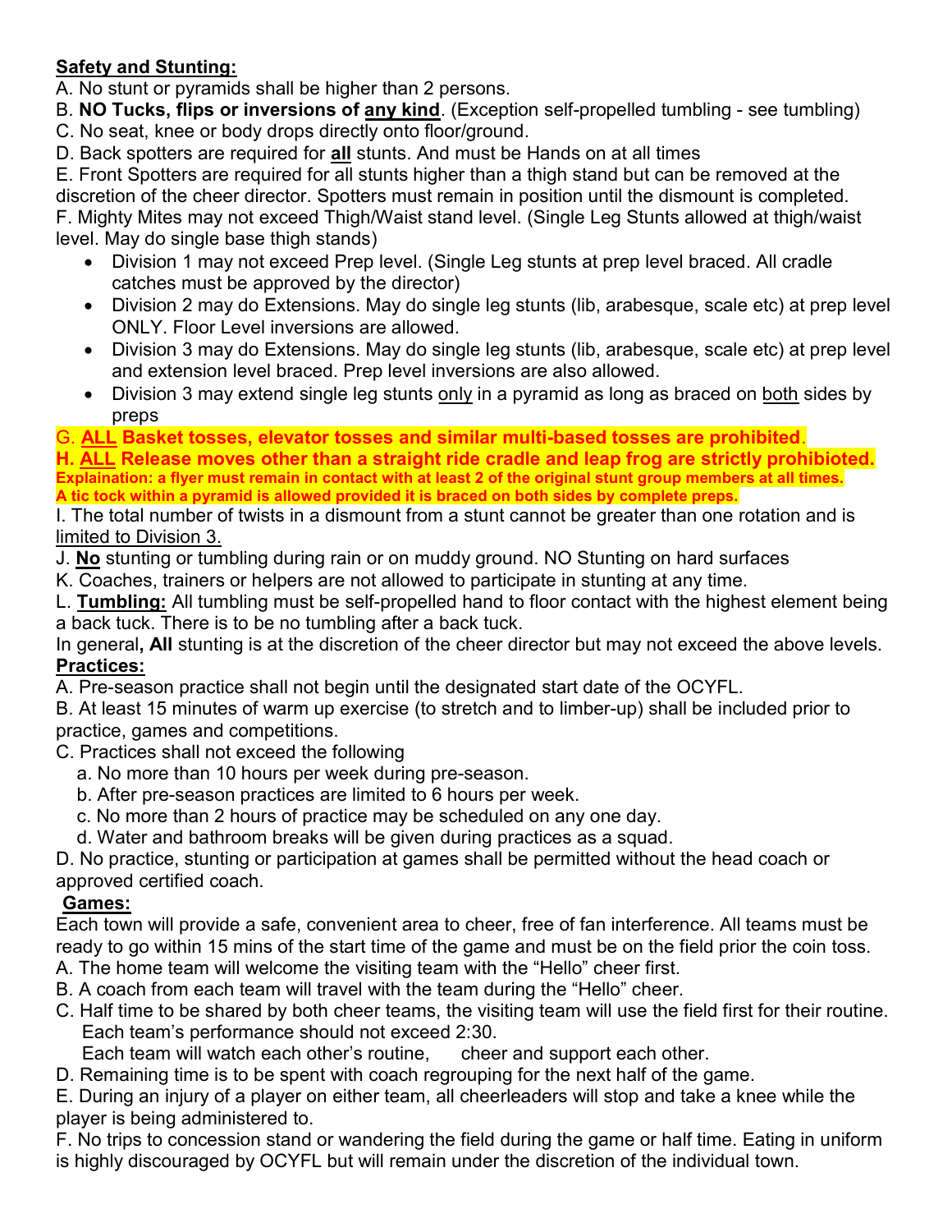**Safety and Stunting:**

A. No stunt or pyramids shall be higher than 2 persons.

B. **NO Tucks, flips or inversions of any kind**. (Exception self-propelled tumbling - see tumbling)

C. No seat, knee or body drops directly onto floor/ground.

D. Back spotters are required for **all** stunts. And must be Hands on at all times

E. Front Spotters are required for all stunts higher than a thigh stand but can be removed at the discretion of the cheer director. Spotters must remain in position until the dismount is completed.

F. Mighty Mites may not exceed Thigh/Waist stand level. (Single Leg Stunts allowed at thigh/waist level. May do single base thigh stands)

- Division 1 may not exceed Prep level. (Single Leg stunts at prep level braced. All cradle catches must be approved by the director)
- Division 2 may do Extensions. May do single leg stunts (lib, arabesque, scale etc) at prep level ONLY. Floor Level inversions are allowed.
- Division 3 may do Extensions. May do single leg stunts (lib, arabesque, scale etc) at prep level and extension level braced. Prep level inversions are also allowed.
- Division 3 may extend single leg stunts only in a pyramid as long as braced on both sides by preps

G. **ALL Basket tosses, elevator tosses and similar multi-based tosses are prohibited**.

**H. ALL Release moves other than a straight ride cradle and leap frog are strictly prohibioted.**

**Explaination: a flyer must remain in contact with at least 2 of the original stunt group members at all times.**

**A tic tock within a pyramid is allowed provided it is braced on both sides by complete preps.**

I. The total number of twists in a dismount from a stunt cannot be greater than one rotation and is limited to Division 3.

J. **No** stunting or tumbling during rain or on muddy ground. NO Stunting on hard surfaces

K. Coaches, trainers or helpers are not allowed to participate in stunting at any time.

L. **Tumbling:** All tumbling must be self-propelled hand to floor contact with the highest element being a back tuck. There is to be no tumbling after a back tuck.

In general**, All** stunting is at the discretion of the cheer director but may not exceed the above levels.

**Practices:**

A. Pre-season practice shall not begin until the designated start date of the OCYFL.

B. At least 15 minutes of warm up exercise (to stretch and to limber-up) shall be included prior to practice, games and competitions.

C. Practices shall not exceed the following

a. No more than 10 hours per week during pre-season.

b. After pre-season practices are limited to 6 hours per week.

c. No more than 2 hours of practice may be scheduled on any one day.

d. Water and bathroom breaks will be given during practices as a squad.

D. No practice, stunting or participation at games shall be permitted without the head coach or approved certified coach.

**Games:**

Each town will provide a safe, convenient area to cheer, free of fan interference. All teams must be ready to go within 15 mins of the start time of the game and must be on the field prior the coin toss.

A. The home team will welcome the visiting team with the "Hello" cheer first.

B. A coach from each team will travel with the team during the "Hello" cheer.

C. Half time to be shared by both cheer teams, the visiting team will use the field first for their routine. Each team's performance should not exceed 2:30.
Each team will watch each other's routine, cheer and support each other.

D. Remaining time is to be spent with coach regrouping for the next half of the game.

E. During an injury of a player on either team, all cheerleaders will stop and take a knee while the player is being administered to.

F. No trips to concession stand or wandering the field during the game or half time. Eating in uniform is highly discouraged by OCYFL but will remain under the discretion of the individual town.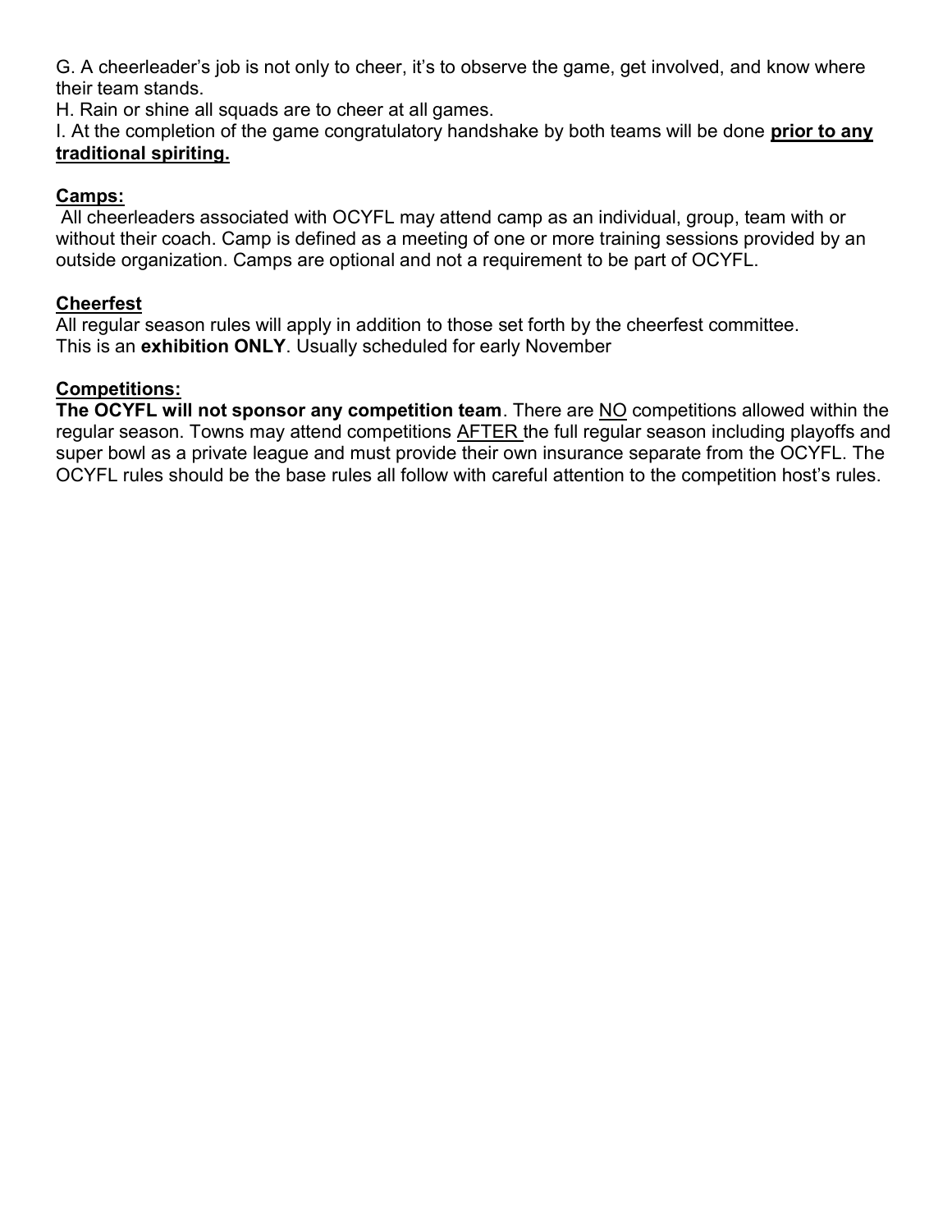G. A cheerleader's job is not only to cheer, it's to observe the game, get involved, and know where their team stands.

H. Rain or shine all squads are to cheer at all games.

I. At the completion of the game congratulatory handshake by both teams will be done **prior to any traditional spiriting.**

## Camps:

All cheerleaders associated with OCYFL may attend camp as an individual, group, team with or without their coach. Camp is defined as a meeting of one or more training sessions provided by an outside organization. Camps are optional and not a requirement to be part of OCYFL.

## Cheerfest

All regular season rules will apply in addition to those set forth by the cheerfest committee. This is an **exhibition ONLY**. Usually scheduled for early November

## Competitions:

**The OCYFL will not sponsor any competition team**. There are NO competitions allowed within the regular season. Towns may attend competitions AFTER the full regular season including playoffs and super bowl as a private league and must provide their own insurance separate from the OCYFL. The OCYFL rules should be the base rules all follow with careful attention to the competition host's rules.